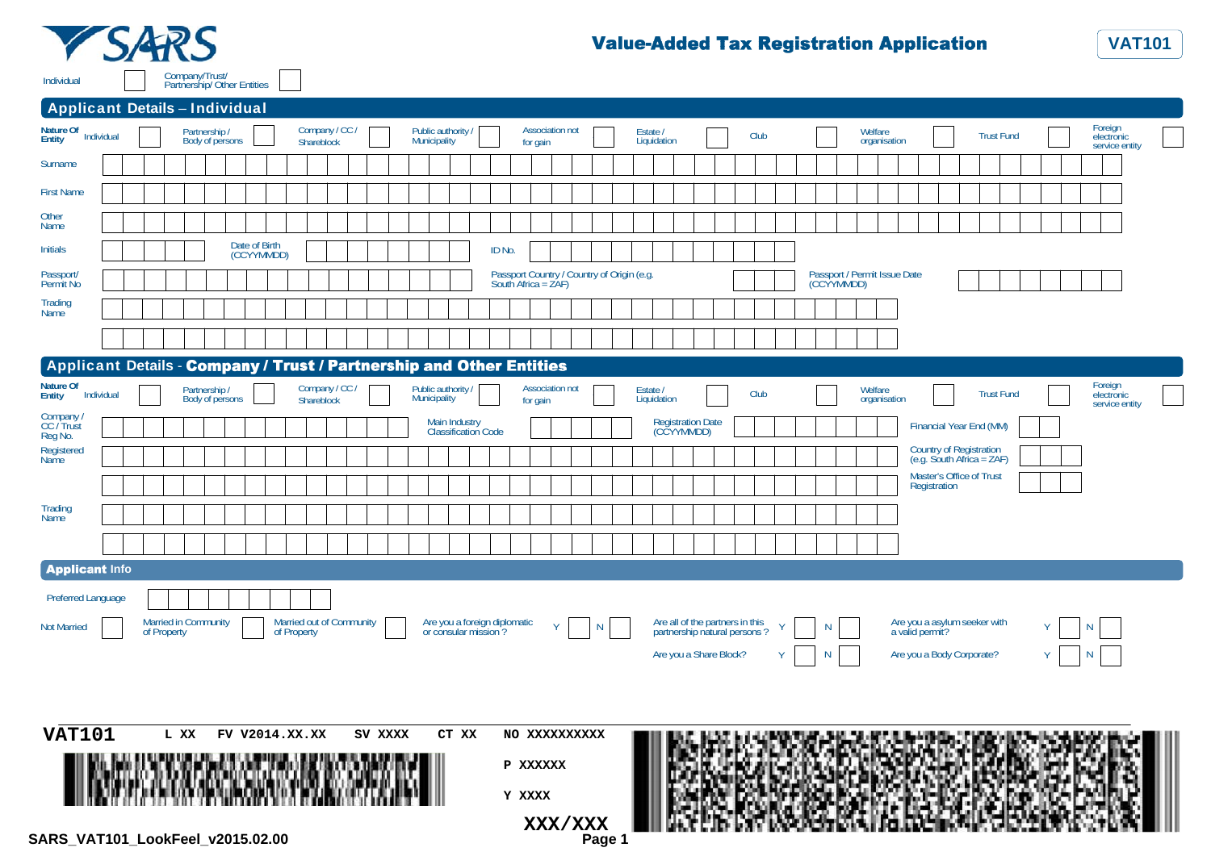# Value-Added Tax Registration Application

**VAT101**

Individual ☐ Company/Trust/ Partnership/ Other Entities ☐

## Applicant Details – Individual

**Nature Of Entity**

| Individual | Partnership / Body of persons | Company / CC / Shareblock | Public authority / Municipality | Association not for gain | Estate / Liquidation | Club | Welfare organisation | Trust Fund | Foreign electronic service entity |
|---|---|---|---|---|---|---|---|---|---|
| ☐ | ☐ | ☐ | ☐ | ☐ | ☐ | ☐ | ☐ | ☐ | ☐ |

Surname

First Name

Other Name

Initials | Date of Birth (CCYYMMDD) | ID No.

Passport/ Permit No | Passport Country / Country of Origin (e.g. South Africa = ZAF) | Passport / Permit Issue Date (CCYYMMDD)

Trading Name

## Applicant Details - Company / Trust / Partnership and Other Entities

**Nature Of Entity**

| Individual | Partnership / Body of persons | Company / CC / Shareblock | Public authority / Municipality | Association not for gain | Estate / Liquidation | Club | Welfare organisation | Trust Fund | Foreign electronic service entity |
|---|---|---|---|---|---|---|---|---|---|
| ☐ | ☐ | ☐ | ☐ | ☐ | ☐ | ☐ | ☐ | ☐ | ☐ |

Company / CC / Trust Reg No. | Main Industry Classification Code | Registration Date (CCYYMMDD) | Financial Year End (MM)

Registered Name | Country of Registration (e.g. South Africa = ZAF)

Master's Office of Trust Registration

Trading Name

## Applicant Info

Preferred Language

Not Married ☐ | Married in Community of Property ☐ | Married out of Community of Property ☐

Are you a foreign diplomatic or consular mission ? Y ☐ N ☐

Are all of the partners in this partnership natural persons ? Y ☐ N ☐

Are you a asylum seeker with a valid permit? Y ☐ N ☐

Are you a Share Block? Y ☐ N ☐

Are you a Body Corporate? Y ☐ N ☐

VAT101 L XX FV V2014.XX.XX SV XXXX CT XX NO XXXXXXXXXX

P XXXXXX

Y XXXX

XXX/XXX

SARS_VAT101_LookFeel_v2015.02.00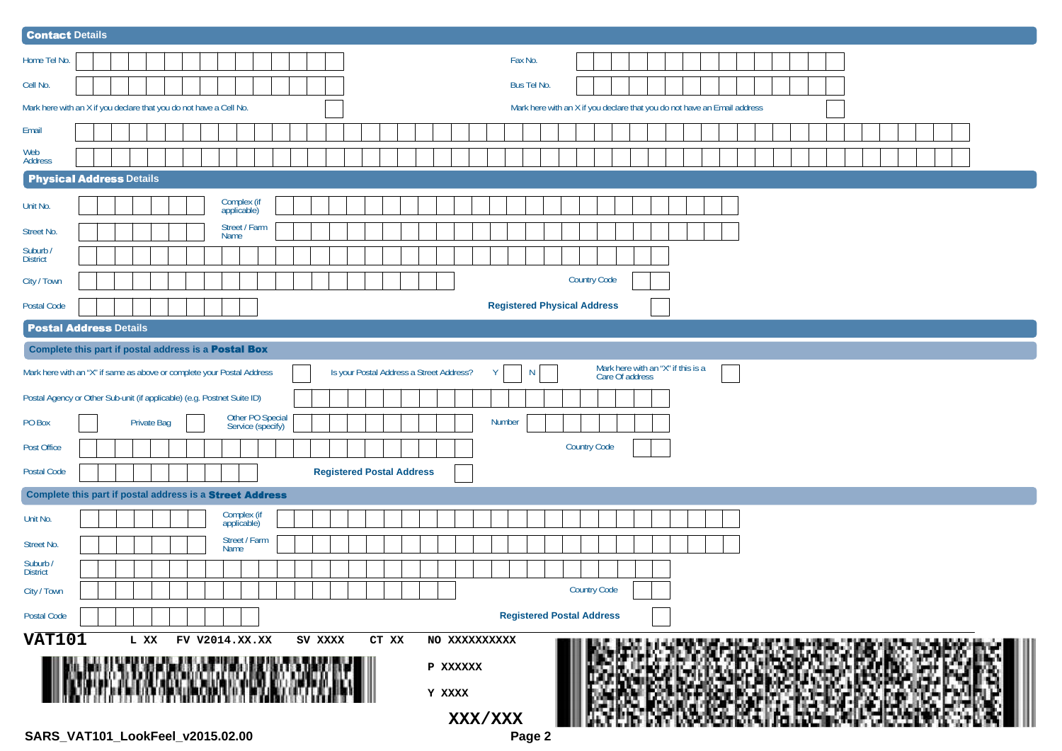## Contact Details

Home Tel No.

Fax No.

Cell No.

Bus Tel No.

Mark here with an X if you declare that you do not have a Cell No.

Mark here with an X if you declare that you do not have an Email address

Email

Web Address

## Physical Address Details

Unit No.

Complex (if applicable)

Street No.

Street / Farm Name

Suburb / District

City / Town

Country Code

Postal Code

**Registered Physical Address**

## Postal Address Details

### Complete this part if postal address is a **Postal Box**

Mark here with an "X" if same as above or complete your Postal Address

Is your Postal Address a Street Address? Y N

Mark here with an "X" if this is a Care Of address

Postal Agency or Other Sub-unit (if applicable) (e.g. Postnet Suite ID)

PO Box

Private Bag

Other PO Special Service (specify)

Number

Post Office

Country Code

Postal Code

**Registered Postal Address**

### Complete this part if postal address is a **Street Address**

Unit No.

Complex (if applicable)

Street No.

Street / Farm Name

Suburb / District

City / Town

Country Code

Postal Code

**Registered Postal Address**

**VAT101** L XX FV V2014.XX.XX SV XXXX CT XX NO XXXXXXXXXX

P XXXXXX

Y XXXX

XXX/XXX

SARS_VAT101_LookFeel_v2015.02.00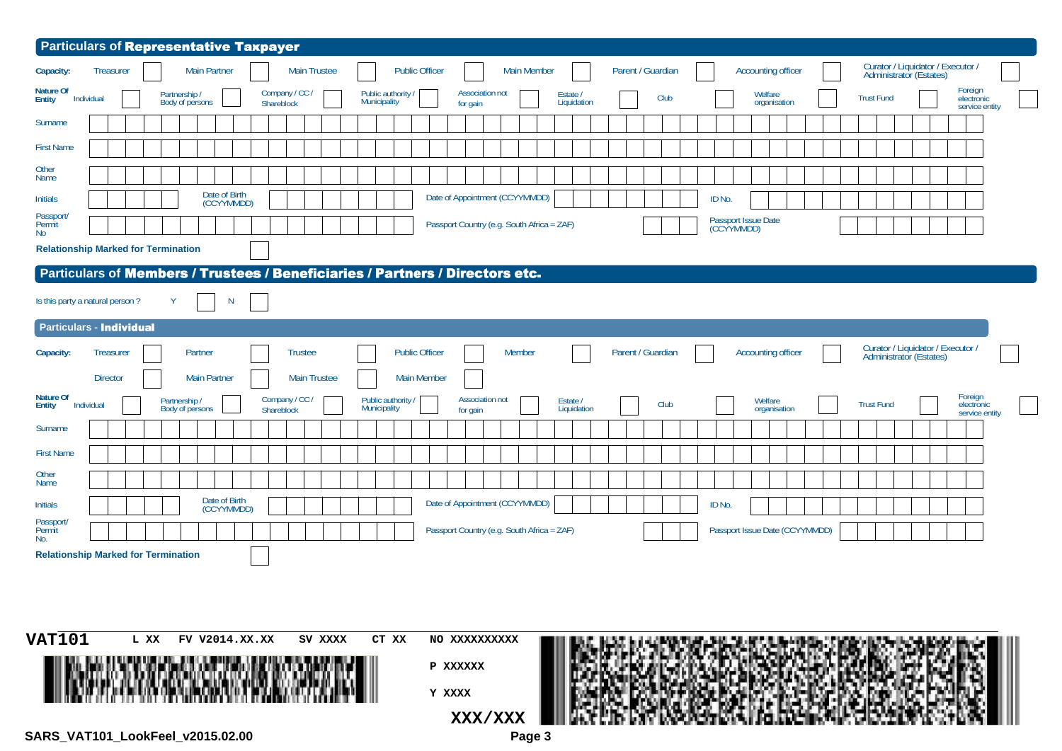## Particulars of **Representative Taxpayer**

**Capacity:** Treasurer ☐ Main Partner ☐ Main Trustee ☐ Public Officer ☐ Main Member ☐ Parent / Guardian ☐ Accounting officer ☐ Curator / Liquidator / Executor / Administrator (Estates) ☐

**Nature Of Entity** Individual ☐ Partnership / Body of persons ☐ Company / CC / Shareblock ☐ Public authority / Municipality ☐ Association not for gain ☐ Estate / Liquidation ☐ Club ☐ Welfare organisation ☐ Trust Fund ☐ Foreign electronic service entity ☐

Surname

First Name

Other Name

Initials | Date of Birth (CCYYMMDD) | Date of Appointment (CCYYMMDD) | ID No.

Passport/ Permit No | Passport Country (e.g. South Africa = ZAF) | Passport Issue Date (CCYYMMDD)

**Relationship Marked for Termination** ☐

## Particulars of **Members / Trustees / Beneficiaries / Partners / Directors etc.**

Is this party a natural person ? Y ☐ N ☐

### Particulars - **Individual**

**Capacity:** Treasurer ☐ Partner ☐ Trustee ☐ Public Officer ☐ Member ☐ Parent / Guardian ☐ Accounting officer ☐ Curator / Liquidator / Executor / Administrator (Estates) ☐

Director ☐ Main Partner ☐ Main Trustee ☐ Main Member ☐

**Nature Of Entity** Individual ☐ Partnership / Body of persons ☐ Company / CC / Shareblock ☐ Public authority / Municipality ☐ Association not for gain ☐ Estate / Liquidation ☐ Club ☐ Welfare organisation ☐ Trust Fund ☐ Foreign electronic service entity ☐

Surname

First Name

Other Name

Initials | Date of Birth (CCYYMMDD) | Date of Appointment (CCYYMMDD) | ID No.

Passport/ Permit No. | Passport Country (e.g. South Africa = ZAF) | Passport Issue Date (CCYYMMDD)

**Relationship Marked for Termination** ☐

**VAT101** L XX FV V2014.XX.XX SV XXXX CT XX NO XXXXXXXXXX

P XXXXXX

Y XXXX

XXX/XXX

**SARS_VAT101_LookFeel_v2015.02.00**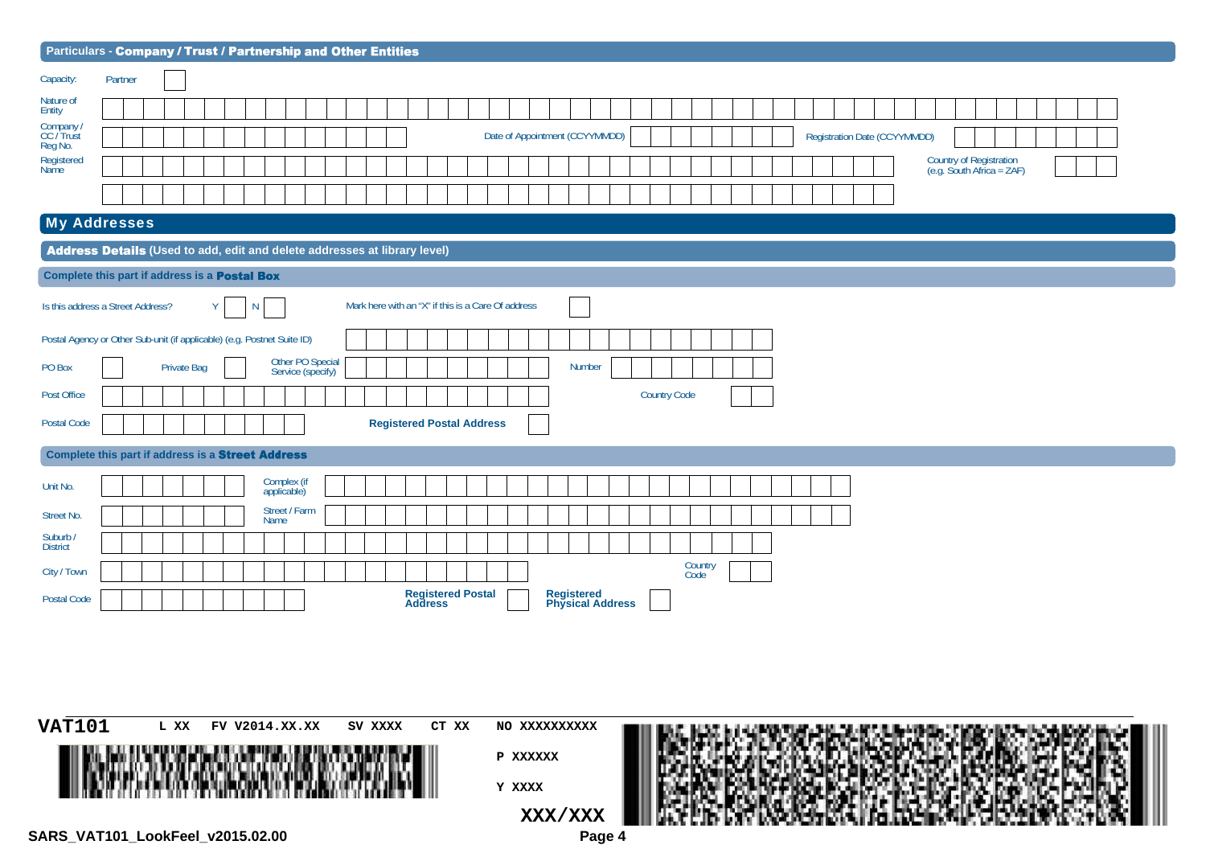## Particulars - Company / Trust / Partnership and Other Entities

Capacity: Partner ☐

Nature of Entity: ______

Company / CC / Trust Reg No.: ______ Date of Appointment (CCYYMMDD): ______ Registration Date (CCYYMMDD): ______

Registered Name: ______ Country of Registration (e.g. South Africa = ZAF): ______

______

# My Addresses

## Address Details (Used to add, edit and delete addresses at library level)

### Complete this part if address is a Postal Box

Is this address a Street Address? Y ☐ N ☐ Mark here with an "X" if this is a Care Of address ☐

Postal Agency or Other Sub-unit (if applicable) (e.g. Postnet Suite ID): ______

PO Box ☐ Private Bag ☐ Other PO Special Service (specify): ______ Number: ______

Post Office: ______ Country Code: ______

Postal Code: ______ **Registered Postal Address** ☐

### Complete this part if address is a Street Address

Unit No.: ______ Complex (if applicable): ______

Street No.: ______ Street / Farm Name: ______

Suburb / District: ______

City / Town: ______ Country Code: ______

Postal Code: ______ **Registered Postal Address** ☐ **Registered Physical Address** ☐

**VAT101** L XX FV V2014.XX.XX SV XXXX CT XX NO XXXXXXXXXX

P XXXXXX

Y XXXX

XXX/XXX

SARS_VAT101_LookFeel_v2015.02.00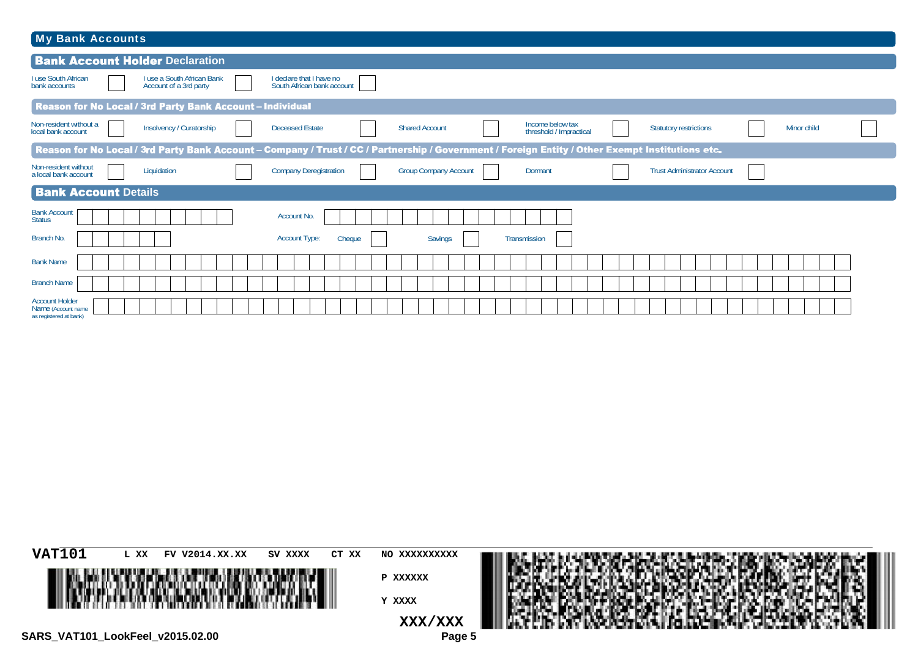## My Bank Accounts

### Bank Account Holder Declaration

| I use South African bank accounts | ☐ | I use a South African Bank Account of a 3rd party | ☐ | I declare that I have no South African bank account | ☐ |
|---|---|---|---|---|---|

### Reason for No Local / 3rd Party Bank Account – Individual

| Non-resident without a local bank account | ☐ | Insolvency / Curatorship | ☐ | Deceased Estate | ☐ | Shared Account | ☐ | Income below tax threshold / Impractical | ☐ | Statutory restrictions | ☐ | Minor child | ☐ |
|---|---|---|---|---|---|---|---|---|---|---|---|---|---|

### Reason for No Local / 3rd Party Bank Account – Company / Trust / CC / Partnership / Government / Foreign Entity / Other Exempt Institutions etc.

| Non-resident without a local bank account | ☐ | Liquidation | ☐ | Company Deregistration | ☐ | Group Company Account | ☐ | Dormant | ☐ | Trust Administrator Account | ☐ |
|---|---|---|---|---|---|---|---|---|---|---|---|

### Bank Account Details

| Field | Value |
|---|---|
| Bank Account Status | |
| Account No. | |
| Branch No. | |
| Account Type: | Cheque ☐ Savings ☐ Transmission ☐ |
| Bank Name | |
| Branch Name | |
| Account Holder Name (Account name as registered at bank) | |

VAT101 L XX FV V2014.XX.XX SV XXXX CT XX NO XXXXXXXXXX

P XXXXXX

Y XXXX

XXX/XXX

SARS_VAT101_LookFeel_v2015.02.00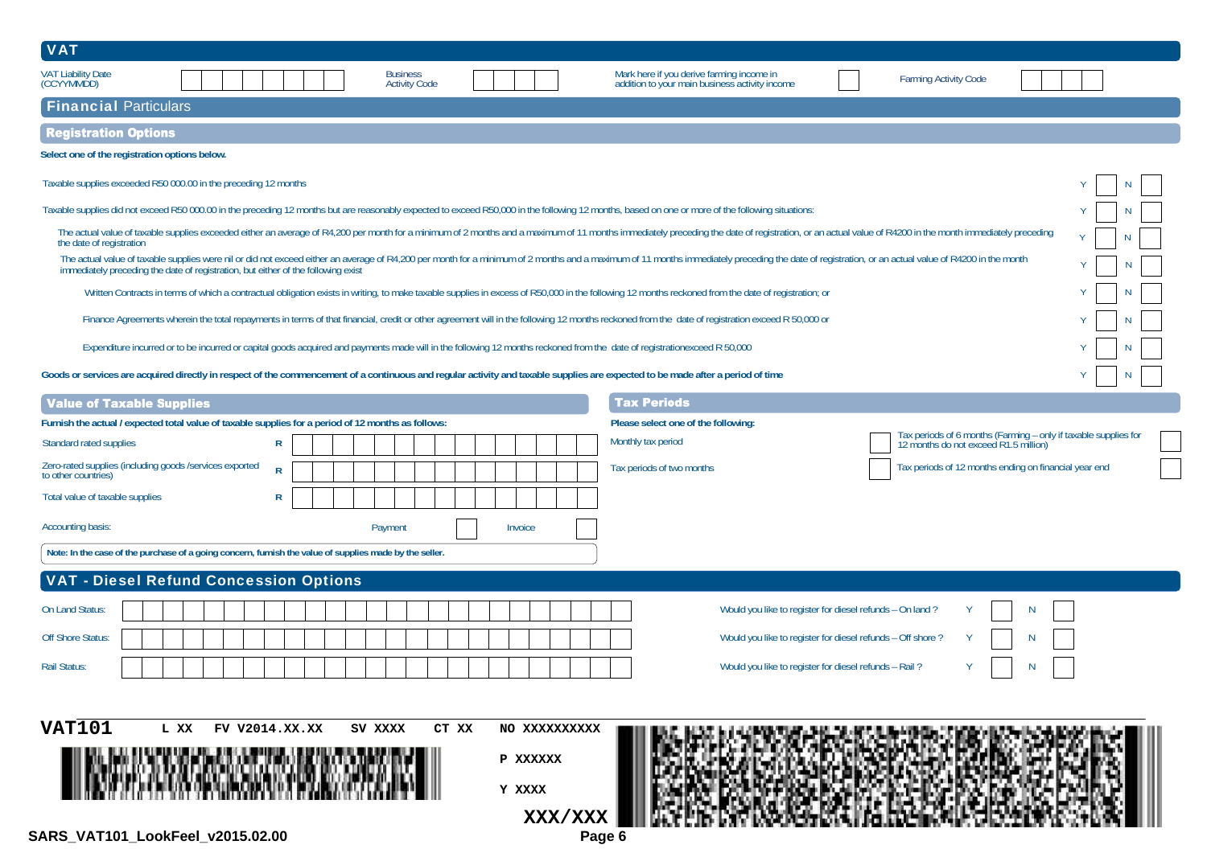# VAT

| VAT Liability Date (CCYYMMDD) | | Business Activity Code | | Mark here if you derive farming income in addition to your main business activity income | | Farming Activity Code | |
|---|---|---|---|---|---|---|---|

## Financial Particulars

### Registration Options

**Select one of the registration options below.**

| | | |
|---|---|---|
| Taxable supplies exceeded R50 000.00 in the preceding 12 months | Y | N |
| Taxable supplies did not exceed R50 000.00 in the preceding 12 months but are reasonably expected to exceed R50,000 in the following 12 months, based on one or more of the following situations: | Y | N |
| The actual value of taxable supplies exceeded either an average of R4,200 per month for a minimum of 2 months and a maximum of 11 months immediately preceding the date of registration, or an actual value of R4200 in the month immediately preceding the date of registration | Y | N |
| The actual value of taxable supplies were nil or did not exceed either an average of R4,200 per month for a minimum of 2 months and a maximum of 11 months immediately preceding the date of registration, or an actual value of R4200 in the month immediately preceding the date of registration, but either of the following exist | Y | N |
| Written Contracts in terms of which a contractual obligation exists in writing, to make taxable supplies in excess of R50,000 in the following 12 months reckoned from the date of registration; or | Y | N |
| Finance Agreements wherein the total repayments in terms of that financial, credit or other agreement will in the following 12 months reckoned from the date of registration exceed R 50,000 or | Y | N |
| Expenditure incurred or to be incurred or capital goods acquired and payments made will in the following 12 months reckoned from the date of registrationexceed R 50,000 | Y | N |
| **Goods or services are acquired directly in respect of the commencement of a continuous and regular activity and taxable supplies are expected to be made after a period of time** | Y | N |

### Value of Taxable Supplies

**Furnish the actual / expected total value of taxable supplies for a period of 12 months as follows:**

| | |
|---|---|
| Standard rated supplies | R |
| Zero-rated supplies (including goods /services exported to other countries) | R |
| Total value of taxable supplies | R |

Accounting basis: Payment ☐ Invoice ☐

**Note: In the case of the purchase of a going concern, furnish the value of supplies made by the seller.**

### Tax Periods

**Please select one of the following:**

| | |
|---|---|
| Monthly tax period ☐ | Tax periods of 6 months (Farming – only if taxable supplies for 12 months do not exceed R1.5 million) ☐ |
| Tax periods of two months ☐ | Tax periods of 12 months ending on financial year end ☐ |

## VAT - Diesel Refund Concession Options

| | | | | |
|---|---|---|---|---|
| On Land Status: | | Would you like to register for diesel refunds – On land ? | Y | N |
| Off Shore Status: | | Would you like to register for diesel refunds – Off shore ? | Y | N |
| Rail Status: | | Would you like to register for diesel refunds – Rail ? | Y | N |

**VAT101** L XX FV V2014.XX.XX SV XXXX CT XX NO XXXXXXXXXX

P XXXXXX

Y XXXX

XXX/XXX

SARS_VAT101_LookFeel_v2015.02.00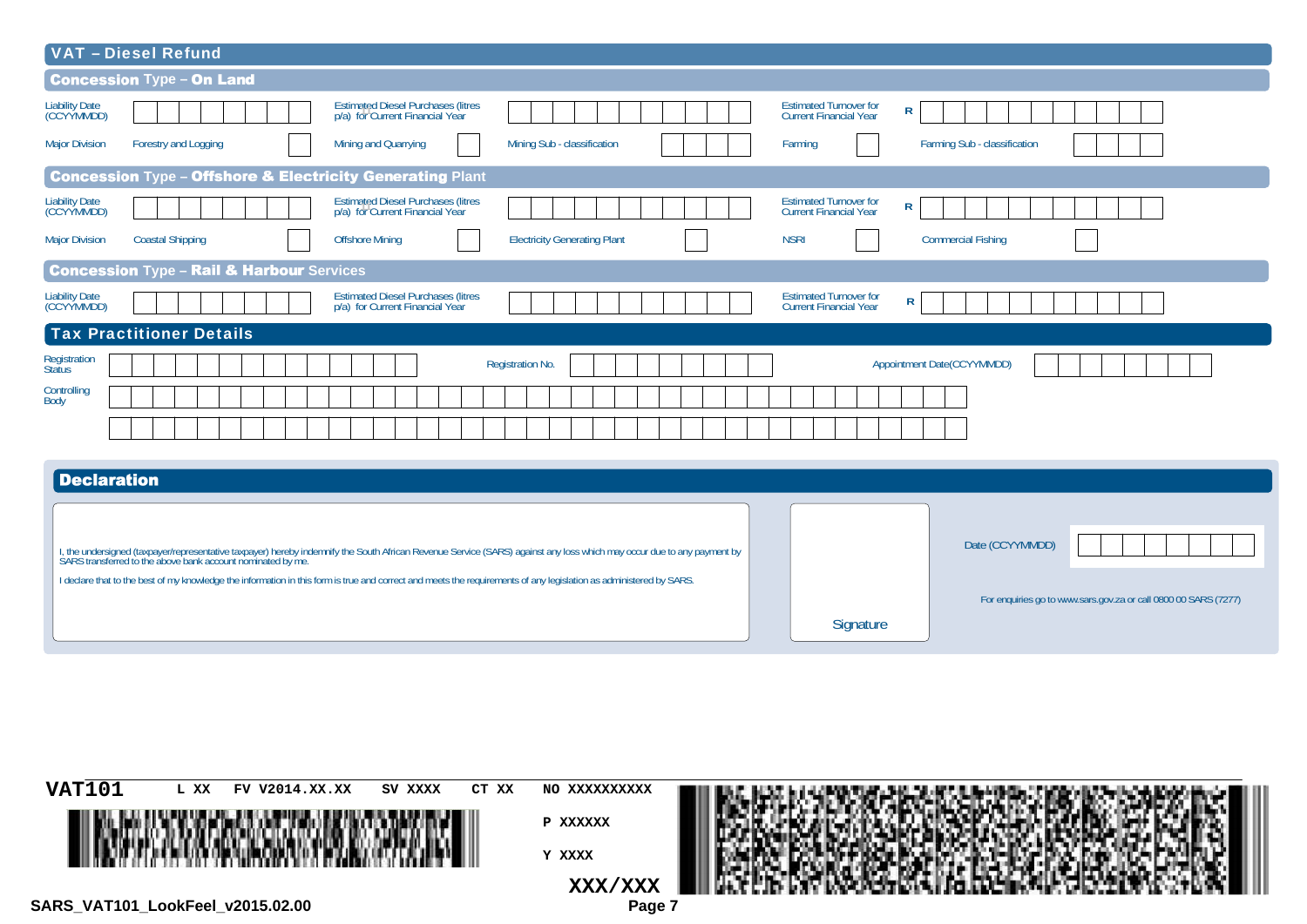## VAT – Diesel Refund

### Concession Type – On Land

| | | | | | | | |
|---|---|---|---|---|---|---|---|
| Liability Date (CCYYMMDD) | | Estimated Diesel Purchases (litres p/a) for Current Financial Year | | Estimated Turnover for Current Financial Year | R | | |
| Major Division | Forestry and Logging | | Mining and Quarrying | | Mining Sub - classification | | Farming | | Farming Sub - classification | |

### Concession Type – Offshore & Electricity Generating Plant

| | | | | | |
|---|---|---|---|---|---|
| Liability Date (CCYYMMDD) | | Estimated Diesel Purchases (litres p/a) for Current Financial Year | | Estimated Turnover for Current Financial Year | R |
| Major Division | Coastal Shipping | Offshore Mining | Electricity Generating Plant | NSRI | Commercial Fishing |

### Concession Type – Rail & Harbour Services

| | | | | | |
|---|---|---|---|---|---|
| Liability Date (CCYYMMDD) | | Estimated Diesel Purchases (litres p/a) for Current Financial Year | | Estimated Turnover for Current Financial Year | R |

## Tax Practitioner Details

| | | | | | |
|---|---|---|---|---|---|
| Registration Status | | Registration No. | | Appointment Date(CCYYMMDD) | |
| Controlling Body | | | | | |

## Declaration

I, the undersigned (taxpayer/representative taxpayer) hereby indemnify the South African Revenue Service (SARS) against any loss which may occur due to any payment by SARS transferred to the above bank account nominated by me.

I declare that to the best of my knowledge the information in this form is true and correct and meets the requirements of any legislation as administered by SARS.

Signature

Date (CCYYMMDD)

For enquiries go to www.sars.gov.za or call 0800 00 SARS (7277)

VAT101 L XX FV V2014.XX.XX SV XXXX CT XX NO XXXXXXXXXX

P XXXXXX

Y XXXX

XXX/XXX

SARS_VAT101_LookFeel_v2015.02.00